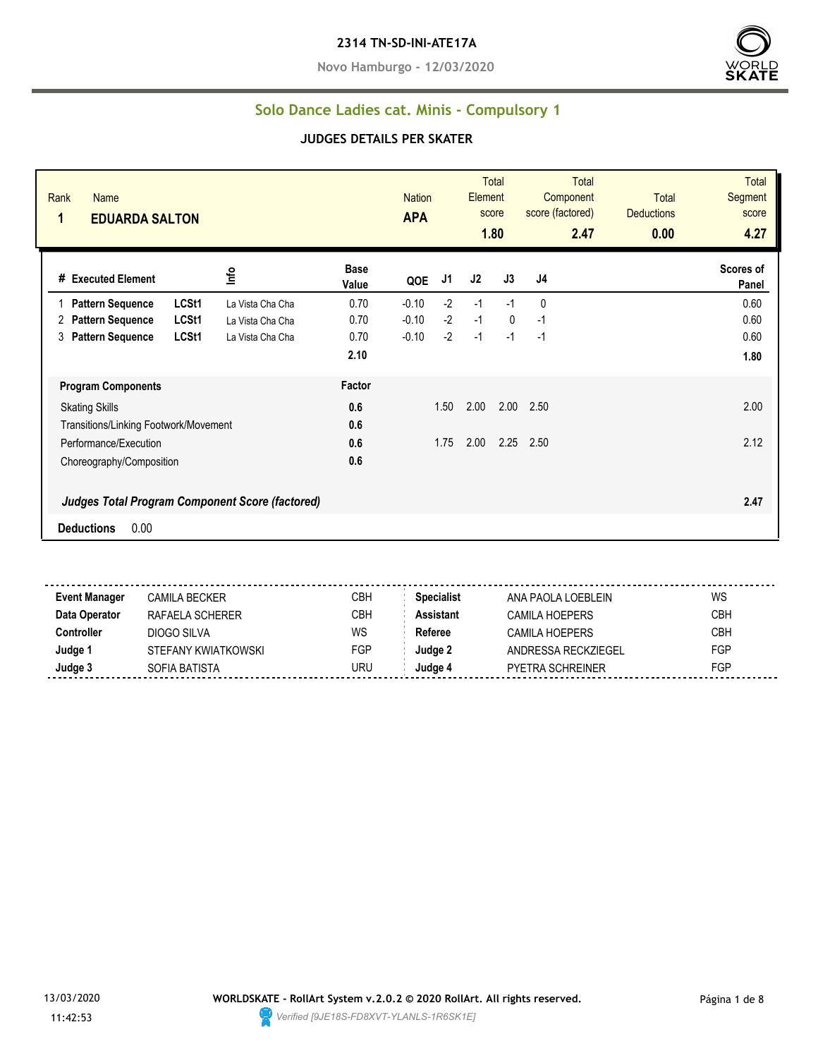**2314 TN-SD-INI-ATE17A**

**Novo Hamburgo - 12/03/2020**

## Solo Dance Ladies cat. Minis - Compulsory 1

### JUDGES DETAILS PER SKATER

| Rank | Name | Nation | Total Element score | Total Component score (factored) | Total Deductions | Total Segment score |
|---|---|---|---|---|---|---|
| 1 | EDUARDA SALTON | APA | 1.80 | 2.47 | 0.00 | 4.27 |

| # | Executed Element | | Info | Base Value | QOE | J1 | J2 | J3 | J4 | Scores of Panel |
|---|---|---|---|---|---|---|---|---|---|---|
| 1 | Pattern Sequence | LCSt1 | La Vista Cha Cha | 0.70 | -0.10 | -2 | -1 | -1 | 0 | 0.60 |
| 2 | Pattern Sequence | LCSt1 | La Vista Cha Cha | 0.70 | -0.10 | -2 | -1 | 0 | -1 | 0.60 |
| 3 | Pattern Sequence | LCSt1 | La Vista Cha Cha | 0.70 | -0.10 | -2 | -1 | -1 | -1 | 0.60 |
| | | | | 2.10 | | | | | | 1.80 |

| Program Components | Factor | J1 | J2 | J3 | J4 | Scores of Panel |
|---|---|---|---|---|---|---|
| Skating Skills | 0.6 | 1.50 | 2.00 | 2.00 | 2.50 | 2.00 |
| Transitions/Linking Footwork/Movement | 0.6 | | | | | |
| Performance/Execution | 0.6 | 1.75 | 2.00 | 2.25 | 2.50 | 2.12 |
| Choreography/Composition | 0.6 | | | | | |
| ***Judges Total Program Component Score (factored)*** | | | | | | **2.47** |

**Deductions** 0.00

| | | | | | |
|---|---|---|---|---|---|
| **Event Manager** | CAMILA BECKER | CBH | **Specialist** | ANA PAOLA LOEBLEIN | WS |
| **Data Operator** | RAFAELA SCHERER | CBH | **Assistant** | CAMILA HOEPERS | CBH |
| **Controller** | DIOGO SILVA | WS | **Referee** | CAMILA HOEPERS | CBH |
| **Judge 1** | STEFANY KWIATKOWSKI | FGP | **Judge 2** | ANDRESSA RECKZIEGEL | FGP |
| **Judge 3** | SOFIA BATISTA | URU | **Judge 4** | PYETRA SCHREINER | FGP |

13/03/2020 11:42:53

**WORLDSKATE - RollArt System v.2.0.2 © 2020 RollArt. All rights reserved.**

*Verified [9JE18S-FD8XVT-YLANLS-1R6SK1E]*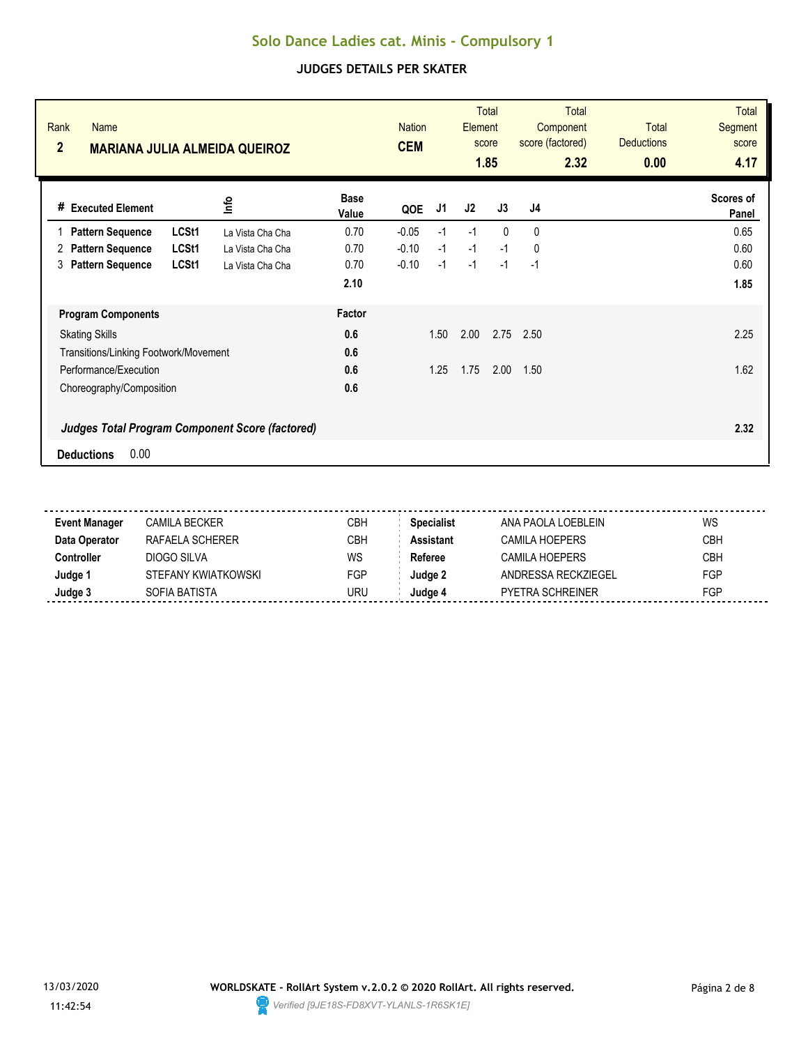# Solo Dance Ladies cat. Minis - Compulsory 1

## JUDGES DETAILS PER SKATER

| Rank | Name | Nation | Total Element score | Total Component score (factored) | Total Deductions | Total Segment score |
|---|---|---|---|---|---|---|
| 2 | MARIANA JULIA ALMEIDA QUEIROZ | CEM | 1.85 | 2.32 | 0.00 | 4.17 |

| # | Executed Element | | Info | Base Value | QOE | J1 | J2 | J3 | J4 | Scores of Panel |
|---|---|---|---|---|---|---|---|---|---|---|
| 1 | Pattern Sequence | LCSt1 | La Vista Cha Cha | 0.70 | -0.05 | -1 | -1 | 0 | 0 | 0.65 |
| 2 | Pattern Sequence | LCSt1 | La Vista Cha Cha | 0.70 | -0.10 | -1 | -1 | -1 | 0 | 0.60 |
| 3 | Pattern Sequence | LCSt1 | La Vista Cha Cha | 0.70 | -0.10 | -1 | -1 | -1 | -1 | 0.60 |
| | | | | 2.10 | | | | | | 1.85 |

| Program Components | Factor | J1 | J2 | J3 | J4 | Scores of Panel |
|---|---|---|---|---|---|---|
| Skating Skills | 0.6 | 1.50 | 2.00 | 2.75 | 2.50 | 2.25 |
| Transitions/Linking Footwork/Movement | 0.6 | | | | | |
| Performance/Execution | 0.6 | 1.25 | 1.75 | 2.00 | 1.50 | 1.62 |
| Choreography/Composition | 0.6 | | | | | |
| *Judges Total Program Component Score (factored)* | | | | | | 2.32 |

**Deductions** 0.00

| | | | | | |
|---|---|---|---|---|---|
| **Event Manager** | CAMILA BECKER | CBH | **Specialist** | ANA PAOLA LOEBLEIN | WS |
| **Data Operator** | RAFAELA SCHERER | CBH | **Assistant** | CAMILA HOEPERS | CBH |
| **Controller** | DIOGO SILVA | WS | **Referee** | CAMILA HOEPERS | CBH |
| **Judge 1** | STEFANY KWIATKOWSKI | FGP | **Judge 2** | ANDRESSA RECKZIEGEL | FGP |
| **Judge 3** | SOFIA BATISTA | URU | **Judge 4** | PYETRA SCHREINER | FGP |

13/03/2020 11:42:54

**WORLDSKATE - RollArt System v.2.0.2 © 2020 RollArt. All rights reserved.**

*Verified [9JE18S-FD8XVT-YLANLS-1R6SK1E]*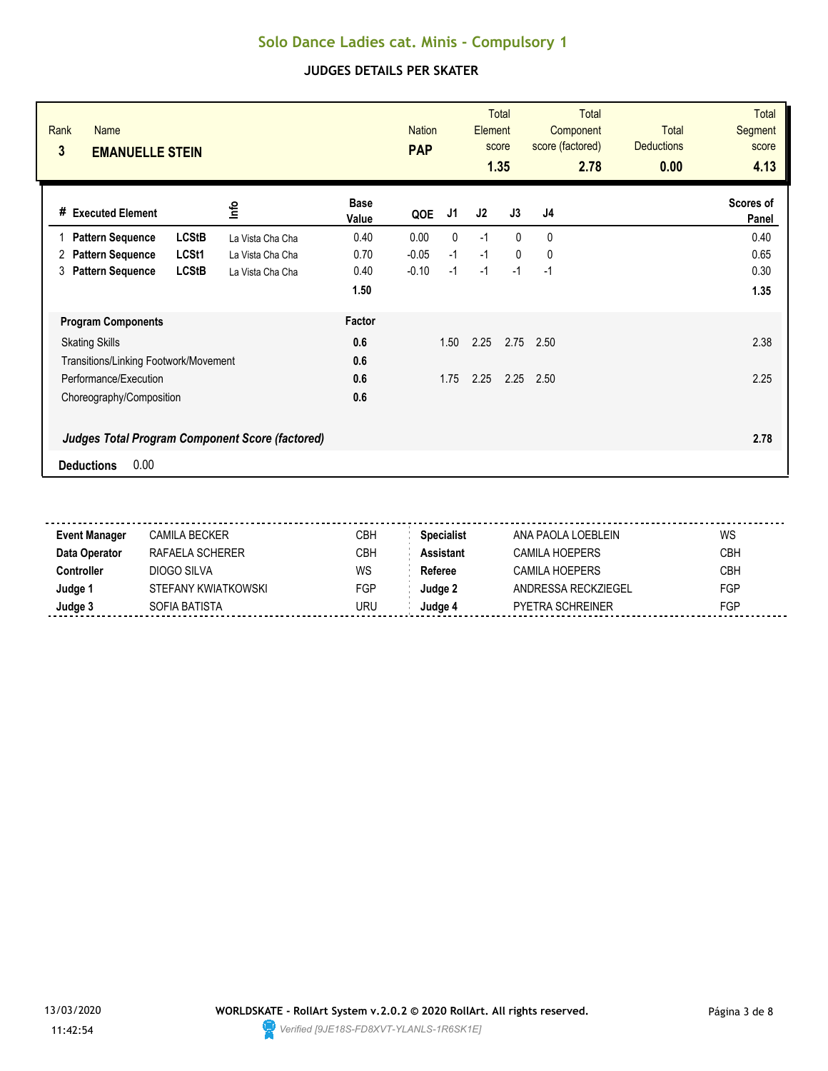# Solo Dance Ladies cat. Minis - Compulsory 1

## JUDGES DETAILS PER SKATER

| Rank | Name | Nation | Total Element score | Total Component score (factored) | Total Deductions | Total Segment score |
|---|---|---|---|---|---|---|
| 3 | **EMANUELLE STEIN** | **PAP** | **1.35** | **2.78** | **0.00** | **4.13** |

| # | Executed Element | | Info | Base Value | QOE | J1 | J2 | J3 | J4 | Scores of Panel |
|---|---|---|---|---|---|---|---|---|---|---|
| 1 | **Pattern Sequence** | **LCStB** | La Vista Cha Cha | 0.40 | 0.00 | 0 | -1 | 0 | 0 | 0.40 |
| 2 | **Pattern Sequence** | **LCSt1** | La Vista Cha Cha | 0.70 | -0.05 | -1 | -1 | 0 | 0 | 0.65 |
| 3 | **Pattern Sequence** | **LCStB** | La Vista Cha Cha | 0.40 | -0.10 | -1 | -1 | -1 | -1 | 0.30 |
| | | | | **1.50** | | | | | | **1.35** |

| **Program Components** | **Factor** | J1 | J2 | J3 | J4 | |
|---|---|---|---|---|---|---|
| Skating Skills | **0.6** | 1.50 | 2.25 | 2.75 | 2.50 | 2.38 |
| Transitions/Linking Footwork/Movement | **0.6** | | | | | |
| Performance/Execution | **0.6** | 1.75 | 2.25 | 2.25 | 2.50 | 2.25 |
| Choreography/Composition | **0.6** | | | | | |
| ***Judges Total Program Component Score (factored)*** | | | | | | **2.78** |

**Deductions** 0.00

| | | | | | |
|---|---|---|---|---|---|
| **Event Manager** | CAMILA BECKER | CBH | **Specialist** | ANA PAOLA LOEBLEIN | WS |
| **Data Operator** | RAFAELA SCHERER | CBH | **Assistant** | CAMILA HOEPERS | CBH |
| **Controller** | DIOGO SILVA | WS | **Referee** | CAMILA HOEPERS | CBH |
| **Judge 1** | STEFANY KWIATKOWSKI | FGP | **Judge 2** | ANDRESSA RECKZIEGEL | FGP |
| **Judge 3** | SOFIA BATISTA | URU | **Judge 4** | PYETRA SCHREINER | FGP |

13/03/2020 11:42:54

**WORLDSKATE - RollArt System v.2.0.2 © 2020 RollArt. All rights reserved.**

*Verified [9JE18S-FD8XVT-YLANLS-1R6SK1E]*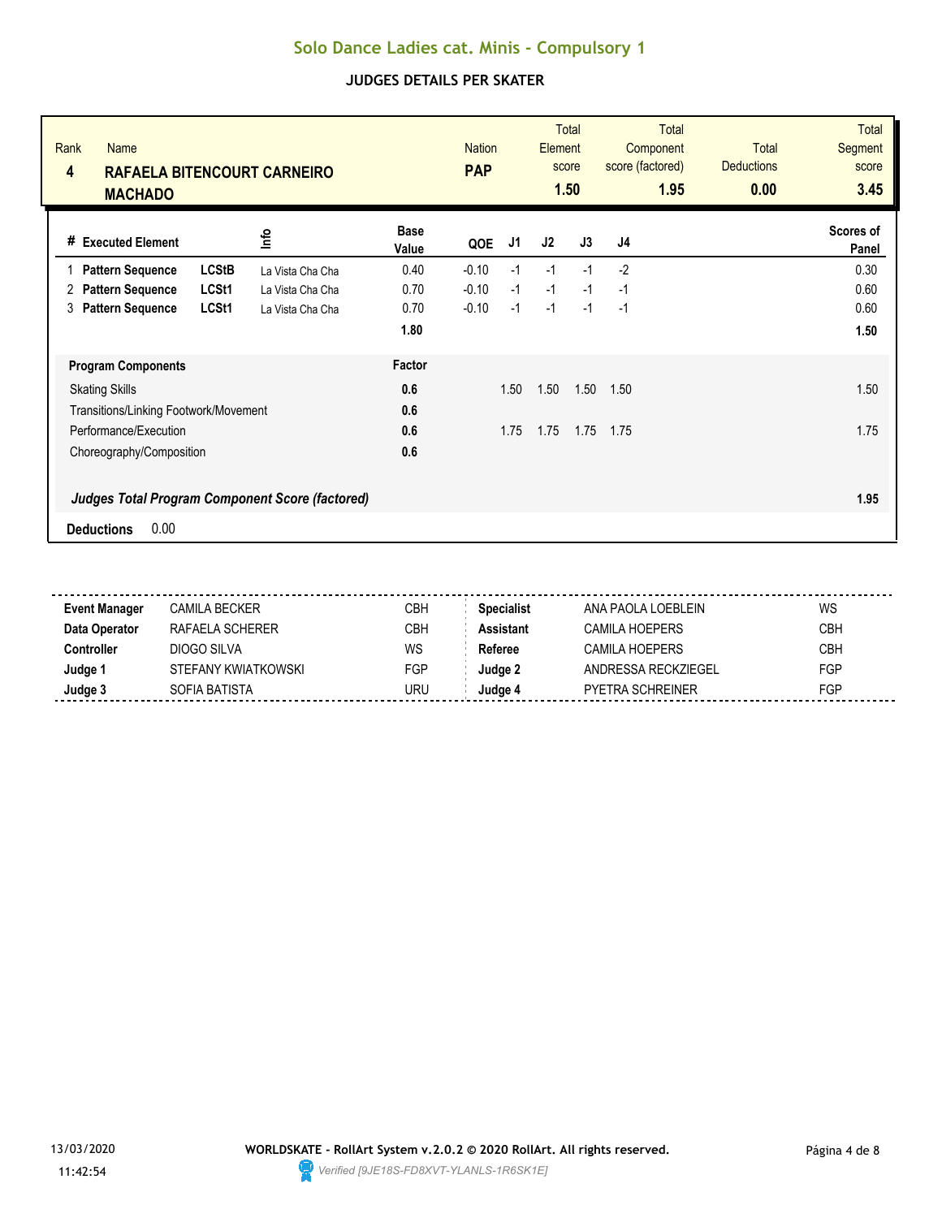# Solo Dance Ladies cat. Minis - Compulsory 1

## JUDGES DETAILS PER SKATER

| Rank | Name | Nation | Total Element score | Total Component score (factored) | Total Deductions | Total Segment score |
|---|---|---|---|---|---|---|
| 4 | RAFAELA BITENCOURT CARNEIRO MACHADO | PAP | 1.50 | 1.95 | 0.00 | 3.45 |

| # | Executed Element | | Info | Base Value | QOE | J1 | J2 | J3 | J4 | Scores of Panel |
|---|---|---|---|---|---|---|---|---|---|---|
| 1 | Pattern Sequence | LCStB | La Vista Cha Cha | 0.40 | -0.10 | -1 | -1 | -1 | -2 | 0.30 |
| 2 | Pattern Sequence | LCSt1 | La Vista Cha Cha | 0.70 | -0.10 | -1 | -1 | -1 | -1 | 0.60 |
| 3 | Pattern Sequence | LCSt1 | La Vista Cha Cha | 0.70 | -0.10 | -1 | -1 | -1 | -1 | 0.60 |
| | | | | 1.80 | | | | | | 1.50 |

| Program Components | Factor | J1 | J2 | J3 | J4 | Scores of Panel |
|---|---|---|---|---|---|---|
| Skating Skills | 0.6 | 1.50 | 1.50 | 1.50 | 1.50 | 1.50 |
| Transitions/Linking Footwork/Movement | 0.6 | | | | | |
| Performance/Execution | 0.6 | 1.75 | 1.75 | 1.75 | 1.75 | 1.75 |
| Choreography/Composition | 0.6 | | | | | |
| ***Judges Total Program Component Score (factored)*** | | | | | | **1.95** |

**Deductions** 0.00

| | | | | | |
|---|---|---|---|---|---|
| **Event Manager** | CAMILA BECKER | CBH | **Specialist** | ANA PAOLA LOEBLEIN | WS |
| **Data Operator** | RAFAELA SCHERER | CBH | **Assistant** | CAMILA HOEPERS | CBH |
| **Controller** | DIOGO SILVA | WS | **Referee** | CAMILA HOEPERS | CBH |
| **Judge 1** | STEFANY KWIATKOWSKI | FGP | **Judge 2** | ANDRESSA RECKZIEGEL | FGP |
| **Judge 3** | SOFIA BATISTA | URU | **Judge 4** | PYETRA SCHREINER | FGP |

13/03/2020 11:42:54

**WORLDSKATE - RollArt System v.2.0.2 © 2020 RollArt. All rights reserved.**

*Verified [9JE18S-FD8XVT-YLANLS-1R6SK1E]*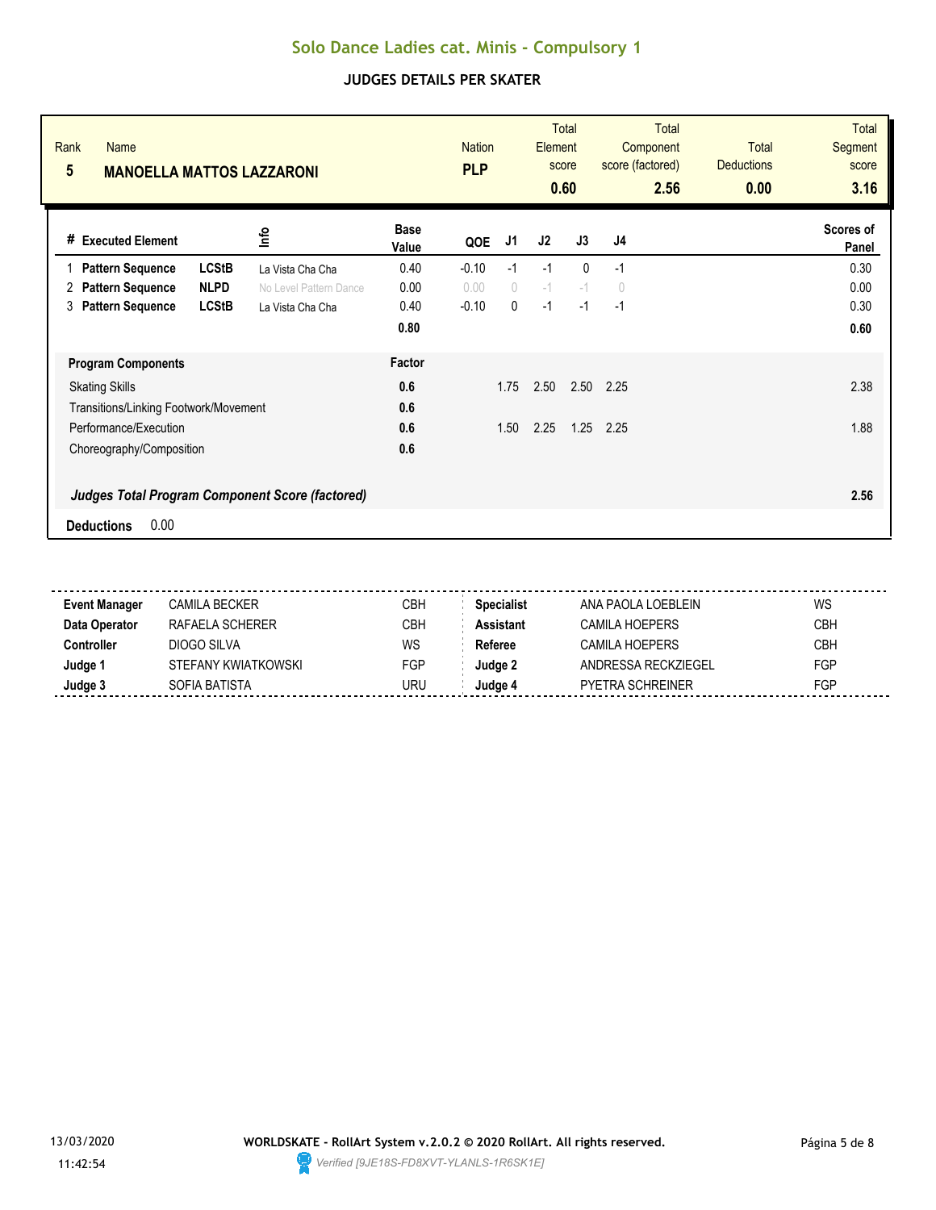# Solo Dance Ladies cat. Minis - Compulsory 1

## JUDGES DETAILS PER SKATER

| Rank | Name | Nation | Total Element score | Total Component score (factored) | Total Deductions | Total Segment score |
|---|---|---|---|---|---|---|
| 5 | **MANOELLA MATTOS LAZZARONI** | **PLP** | **0.60** | **2.56** | **0.00** | **3.16** |

| # | Executed Element | | Info | Base Value | QOE | J1 | J2 | J3 | J4 | Scores of Panel |
|---|---|---|---|---|---|---|---|---|---|---|
| 1 | Pattern Sequence | LCStB | La Vista Cha Cha | 0.40 | -0.10 | -1 | -1 | 0 | -1 | 0.30 |
| 2 | Pattern Sequence | NLPD | No Level Pattern Dance | 0.00 | 0.00 | 0 | -1 | -1 | 0 | 0.00 |
| 3 | Pattern Sequence | LCStB | La Vista Cha Cha | 0.40 | -0.10 | 0 | -1 | -1 | -1 | 0.30 |
| | | | | **0.80** | | | | | | **0.60** |

| Program Components | Factor | J1 | J2 | J3 | J4 | |
|---|---|---|---|---|---|---|
| Skating Skills | 0.6 | 1.75 | 2.50 | 2.50 | 2.25 | 2.38 |
| Transitions/Linking Footwork/Movement | 0.6 | | | | | |
| Performance/Execution | 0.6 | 1.50 | 2.25 | 1.25 | 2.25 | 1.88 |
| Choreography/Composition | 0.6 | | | | | |
| ***Judges Total Program Component Score (factored)*** | | | | | | **2.56** |

**Deductions** 0.00

| | | | | | |
|---|---|---|---|---|---|
| **Event Manager** | CAMILA BECKER | CBH | **Specialist** | ANA PAOLA LOEBLEIN | WS |
| **Data Operator** | RAFAELA SCHERER | CBH | **Assistant** | CAMILA HOEPERS | CBH |
| **Controller** | DIOGO SILVA | WS | **Referee** | CAMILA HOEPERS | CBH |
| **Judge 1** | STEFANY KWIATKOWSKI | FGP | **Judge 2** | ANDRESSA RECKZIEGEL | FGP |
| **Judge 3** | SOFIA BATISTA | URU | **Judge 4** | PYETRA SCHREINER | FGP |

13/03/2020 11:42:54

**WORLDSKATE - RollArt System v.2.0.2 © 2020 RollArt. All rights reserved.**

*Verified [9JE18S-FD8XVT-YLANLS-1R6SK1E]*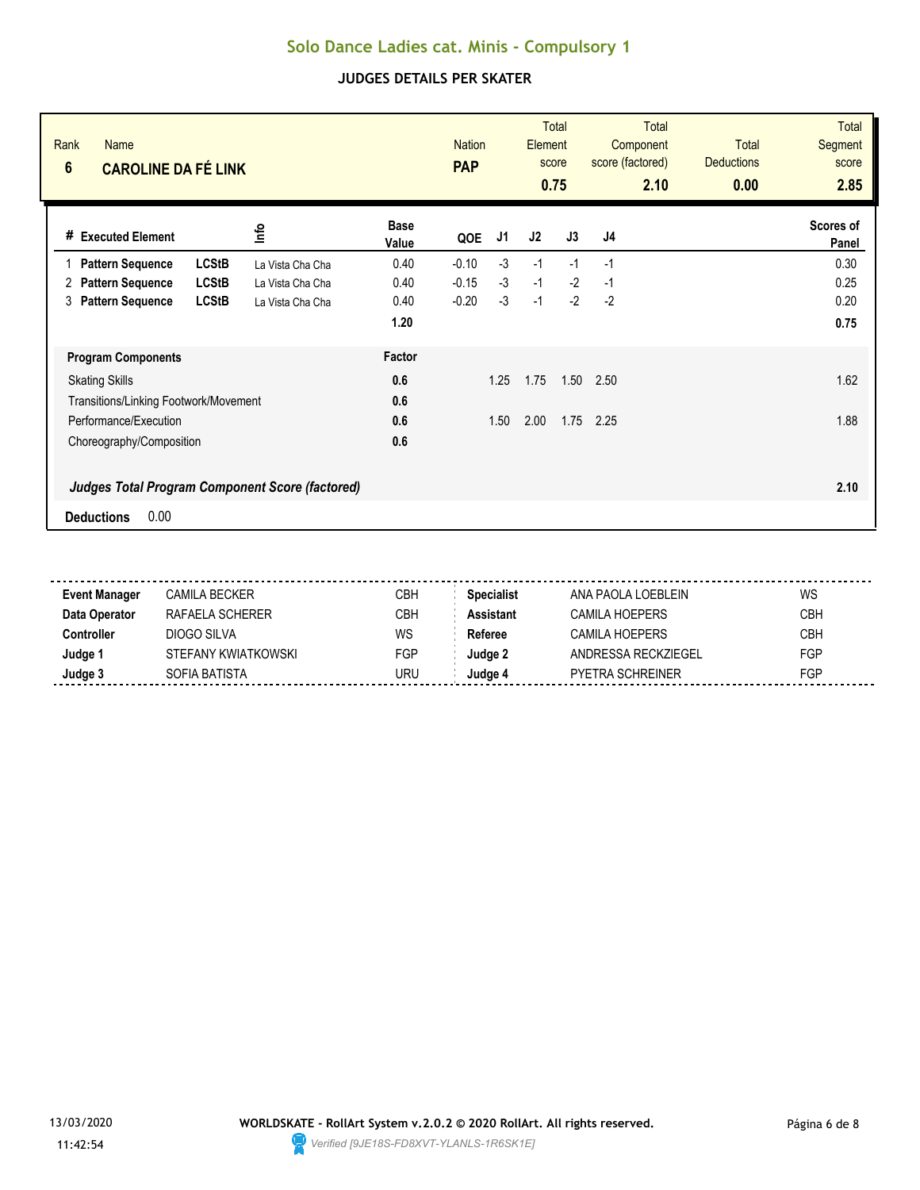# Solo Dance Ladies cat. Minis - Compulsory 1

## JUDGES DETAILS PER SKATER

| Rank | Name | Nation | Total Element score | Total Component score (factored) | Total Deductions | Total Segment score |
|---|---|---|---|---|---|---|
| 6 | CAROLINE DA FÉ LINK | PAP | 0.75 | 2.10 | 0.00 | 2.85 |

| # | Executed Element | | Info | Base Value | QOE | J1 | J2 | J3 | J4 | Scores of Panel |
|---|---|---|---|---|---|---|---|---|---|---|
| 1 | Pattern Sequence | LCStB | La Vista Cha Cha | 0.40 | -0.10 | -3 | -1 | -1 | -1 | 0.30 |
| 2 | Pattern Sequence | LCStB | La Vista Cha Cha | 0.40 | -0.15 | -3 | -1 | -2 | -1 | 0.25 |
| 3 | Pattern Sequence | LCStB | La Vista Cha Cha | 0.40 | -0.20 | -3 | -1 | -2 | -2 | 0.20 |
| | | | | 1.20 | | | | | | 0.75 |

| Program Components | Factor | J1 | J2 | J3 | J4 | |
|---|---|---|---|---|---|---|
| Skating Skills | 0.6 | 1.25 | 1.75 | 1.50 | 2.50 | 1.62 |
| Transitions/Linking Footwork/Movement | 0.6 | | | | | |
| Performance/Execution | 0.6 | 1.50 | 2.00 | 1.75 | 2.25 | 1.88 |
| Choreography/Composition | 0.6 | | | | | |

***Judges Total Program Component Score (factored)*** **2.10**

**Deductions** 0.00

| | | | | | |
|---|---|---|---|---|---|
| **Event Manager** | CAMILA BECKER | CBH | **Specialist** | ANA PAOLA LOEBLEIN | WS |
| **Data Operator** | RAFAELA SCHERER | CBH | **Assistant** | CAMILA HOEPERS | CBH |
| **Controller** | DIOGO SILVA | WS | **Referee** | CAMILA HOEPERS | CBH |
| **Judge 1** | STEFANY KWIATKOWSKI | FGP | **Judge 2** | ANDRESSA RECKZIEGEL | FGP |
| **Judge 3** | SOFIA BATISTA | URU | **Judge 4** | PYETRA SCHREINER | FGP |

13/03/2020 11:42:54

**WORLDSKATE - RollArt System v.2.0.2 © 2020 RollArt. All rights reserved.**

*Verified [9JE18S-FD8XVT-YLANLS-1R6SK1E]*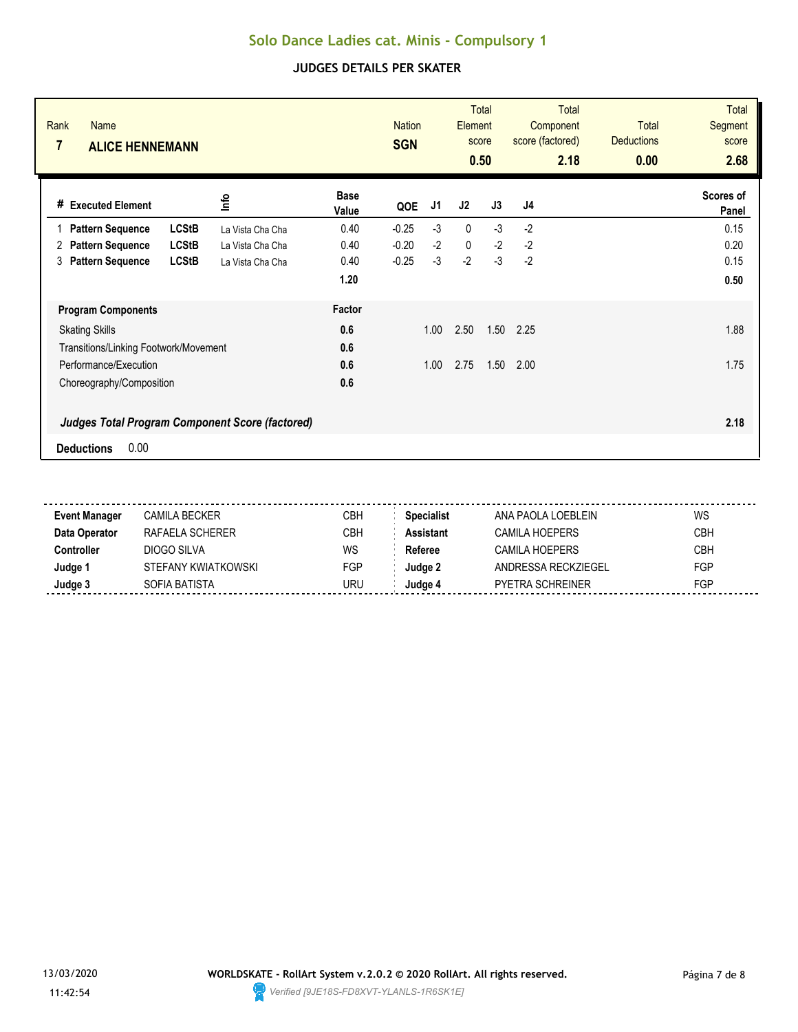# Solo Dance Ladies cat. Minis - Compulsory 1

## JUDGES DETAILS PER SKATER

| Rank | Name | Nation | Total Element score | Total Component score (factored) | Total Deductions | Total Segment score |
|---|---|---|---|---|---|---|
| 7 | **ALICE HENNEMANN** | **SGN** | **0.50** | **2.18** | **0.00** | **2.68** |

| # | Executed Element | | Info | Base Value | QOE | J1 | J2 | J3 | J4 | Scores of Panel |
|---|---|---|---|---|---|---|---|---|---|---|
| 1 | **Pattern Sequence** | **LCStB** | La Vista Cha Cha | 0.40 | -0.25 | -3 | 0 | -3 | -2 | 0.15 |
| 2 | **Pattern Sequence** | **LCStB** | La Vista Cha Cha | 0.40 | -0.20 | -2 | 0 | -2 | -2 | 0.20 |
| 3 | **Pattern Sequence** | **LCStB** | La Vista Cha Cha | 0.40 | -0.25 | -3 | -2 | -3 | -2 | 0.15 |
| | | | | **1.20** | | | | | | **0.50** |

| **Program Components** | **Factor** | J1 | J2 | J3 | J4 | |
|---|---|---|---|---|---|---|
| Skating Skills | **0.6** | 1.00 | 2.50 | 1.50 | 2.25 | 1.88 |
| Transitions/Linking Footwork/Movement | **0.6** | | | | | |
| Performance/Execution | **0.6** | 1.00 | 2.75 | 1.50 | 2.00 | 1.75 |
| Choreography/Composition | **0.6** | | | | | |
| ***Judges Total Program Component Score (factored)*** | | | | | | **2.18** |

**Deductions** 0.00

| | | | | | |
|---|---|---|---|---|---|
| **Event Manager** | CAMILA BECKER | CBH | **Specialist** | ANA PAOLA LOEBLEIN | WS |
| **Data Operator** | RAFAELA SCHERER | CBH | **Assistant** | CAMILA HOEPERS | CBH |
| **Controller** | DIOGO SILVA | WS | **Referee** | CAMILA HOEPERS | CBH |
| **Judge 1** | STEFANY KWIATKOWSKI | FGP | **Judge 2** | ANDRESSA RECKZIEGEL | FGP |
| **Judge 3** | SOFIA BATISTA | URU | **Judge 4** | PYETRA SCHREINER | FGP |

13/03/2020 11:42:54

**WORLDSKATE - RollArt System v.2.0.2 © 2020 RollArt. All rights reserved.**

*Verified [9JE18S-FD8XVT-YLANLS-1R6SK1E]*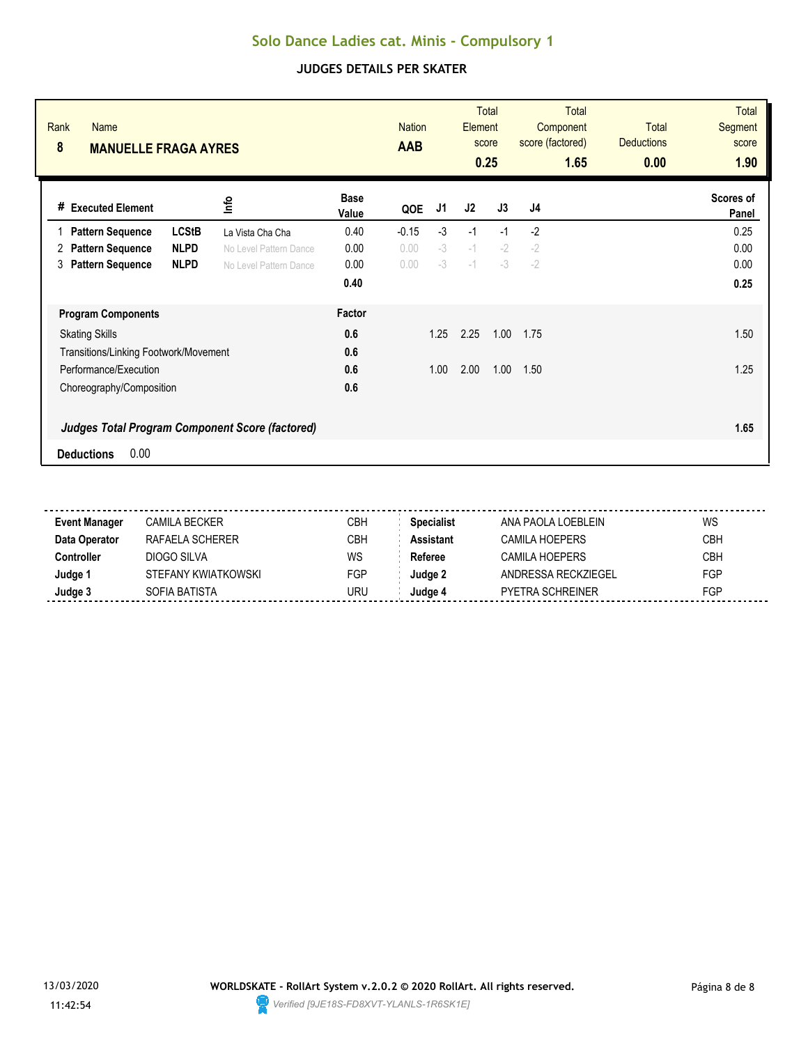# Solo Dance Ladies cat. Minis - Compulsory 1

## JUDGES DETAILS PER SKATER

| Rank | Name | Nation | Total Element score | Total Component score (factored) | Total Deductions | Total Segment score |
|---|---|---|---|---|---|---|
| 8 | **MANUELLE FRAGA AYRES** | **AAB** | **0.25** | **1.65** | **0.00** | **1.90** |

| # | Executed Element | | Info | Base Value | QOE | J1 | J2 | J3 | J4 | Scores of Panel |
|---|---|---|---|---|---|---|---|---|---|---|
| 1 | **Pattern Sequence** | **LCStB** | La Vista Cha Cha | 0.40 | -0.15 | -3 | -1 | -1 | -2 | 0.25 |
| 2 | **Pattern Sequence** | **NLPD** | No Level Pattern Dance | 0.00 | 0.00 | -3 | -1 | -2 | -2 | 0.00 |
| 3 | **Pattern Sequence** | **NLPD** | No Level Pattern Dance | 0.00 | 0.00 | -3 | -1 | -3 | -2 | 0.00 |
| | | | | **0.40** | | | | | | **0.25** |

| Program Components | Factor | J1 | J2 | J3 | J4 | |
|---|---|---|---|---|---|---|
| Skating Skills | **0.6** | 1.25 | 2.25 | 1.00 | 1.75 | 1.50 |
| Transitions/Linking Footwork/Movement | **0.6** | | | | | |
| Performance/Execution | **0.6** | 1.00 | 2.00 | 1.00 | 1.50 | 1.25 |
| Choreography/Composition | **0.6** | | | | | |

***Judges Total Program Component Score (factored)*** **1.65**

**Deductions** 0.00

| | | | | | |
|---|---|---|---|---|---|
| **Event Manager** | CAMILA BECKER | CBH | **Specialist** | ANA PAOLA LOEBLEIN | WS |
| **Data Operator** | RAFAELA SCHERER | CBH | **Assistant** | CAMILA HOEPERS | CBH |
| **Controller** | DIOGO SILVA | WS | **Referee** | CAMILA HOEPERS | CBH |
| **Judge 1** | STEFANY KWIATKOWSKI | FGP | **Judge 2** | ANDRESSA RECKZIEGEL | FGP |
| **Judge 3** | SOFIA BATISTA | URU | **Judge 4** | PYETRA SCHREINER | FGP |

13/03/2020
11:42:54

**WORLDSKATE - RollArt System v.2.0.2 © 2020 RollArt. All rights reserved.**

*Verified [9JE18S-FD8XVT-YLANLS-1R6SK1E]*